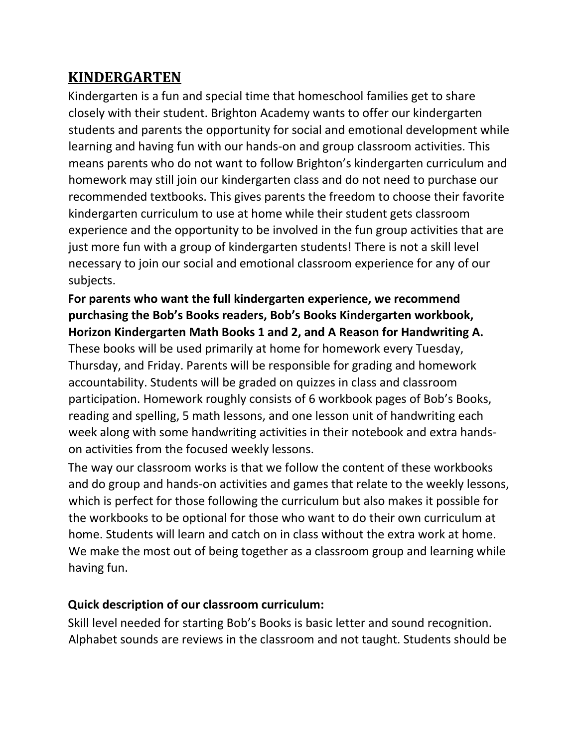# KINDERGARTEN

Kindergarten is a fun and special time that homeschool families get to share closely with their student. Brighton Academy wants to offer our kindergarten students and parents the opportunity for social and emotional development while learning and having fun with our hands-on and group classroom activities. This means parents who do not want to follow Brighton's kindergarten curriculum and homework may still join our kindergarten class and do not need to purchase our recommended textbooks. This gives parents the freedom to choose their favorite kindergarten curriculum to use at home while their student gets classroom experience and the opportunity to be involved in the fun group activities that are just more fun with a group of kindergarten students! There is not a skill level necessary to join our social and emotional classroom experience for any of our subjects.

**For parents who want the full kindergarten experience, we recommend purchasing the Bob's Books readers, Bob's Books Kindergarten workbook, Horizon Kindergarten Math Books 1 and 2, and A Reason for Handwriting A.** These books will be used primarily at home for homework every Tuesday, Thursday, and Friday. Parents will be responsible for grading and homework accountability. Students will be graded on quizzes in class and classroom participation. Homework roughly consists of 6 workbook pages of Bob's Books, reading and spelling, 5 math lessons, and one lesson unit of handwriting each week along with some handwriting activities in their notebook and extra hands-on activities from the focused weekly lessons.

The way our classroom works is that we follow the content of these workbooks and do group and hands-on activities and games that relate to the weekly lessons, which is perfect for those following the curriculum but also makes it possible for the workbooks to be optional for those who want to do their own curriculum at home. Students will learn and catch on in class without the extra work at home. We make the most out of being together as a classroom group and learning while having fun.

**Quick description of our classroom curriculum:**

Skill level needed for starting Bob's Books is basic letter and sound recognition. Alphabet sounds are reviews in the classroom and not taught. Students should be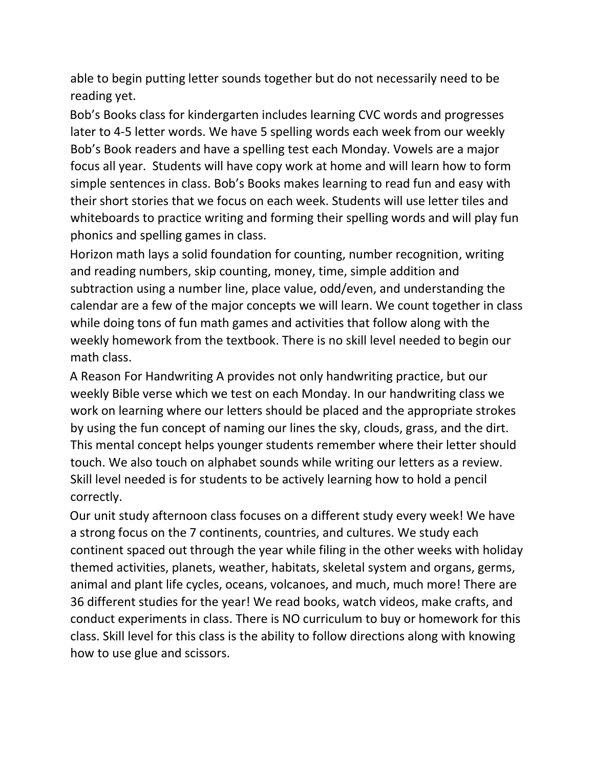able to begin putting letter sounds together but do not necessarily need to be reading yet.

Bob's Books class for kindergarten includes learning CVC words and progresses later to 4-5 letter words. We have 5 spelling words each week from our weekly Bob's Book readers and have a spelling test each Monday. Vowels are a major focus all year. Students will have copy work at home and will learn how to form simple sentences in class. Bob's Books makes learning to read fun and easy with their short stories that we focus on each week. Students will use letter tiles and whiteboards to practice writing and forming their spelling words and will play fun phonics and spelling games in class.

Horizon math lays a solid foundation for counting, number recognition, writing and reading numbers, skip counting, money, time, simple addition and subtraction using a number line, place value, odd/even, and understanding the calendar are a few of the major concepts we will learn. We count together in class while doing tons of fun math games and activities that follow along with the weekly homework from the textbook. There is no skill level needed to begin our math class.

A Reason For Handwriting A provides not only handwriting practice, but our weekly Bible verse which we test on each Monday. In our handwriting class we work on learning where our letters should be placed and the appropriate strokes by using the fun concept of naming our lines the sky, clouds, grass, and the dirt. This mental concept helps younger students remember where their letter should touch. We also touch on alphabet sounds while writing our letters as a review. Skill level needed is for students to be actively learning how to hold a pencil correctly.

Our unit study afternoon class focuses on a different study every week! We have a strong focus on the 7 continents, countries, and cultures. We study each continent spaced out through the year while filing in the other weeks with holiday themed activities, planets, weather, habitats, skeletal system and organs, germs, animal and plant life cycles, oceans, volcanoes, and much, much more! There are 36 different studies for the year! We read books, watch videos, make crafts, and conduct experiments in class. There is NO curriculum to buy or homework for this class. Skill level for this class is the ability to follow directions along with knowing how to use glue and scissors.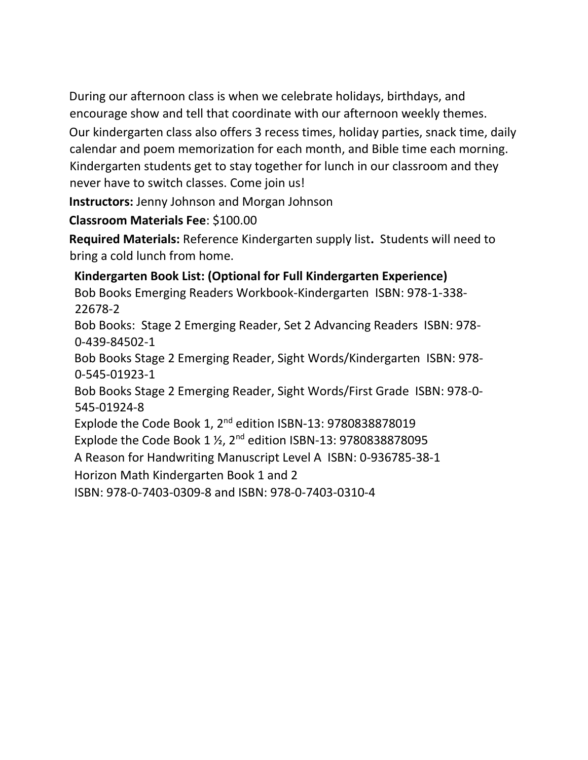During our afternoon class is when we celebrate holidays, birthdays, and encourage show and tell that coordinate with our afternoon weekly themes. Our kindergarten class also offers 3 recess times, holiday parties, snack time, daily calendar and poem memorization for each month, and Bible time each morning. Kindergarten students get to stay together for lunch in our classroom and they never have to switch classes. Come join us!

**Instructors:** Jenny Johnson and Morgan Johnson

**Classroom Materials Fee**: $100.00

**Required Materials:** Reference Kindergarten supply list**.** Students will need to bring a cold lunch from home.

**Kindergarten Book List: (Optional for Full Kindergarten Experience)**

Bob Books Emerging Readers Workbook-Kindergarten ISBN: 978-1-338-22678-2

Bob Books: Stage 2 Emerging Reader, Set 2 Advancing Readers ISBN: 978-0-439-84502-1

Bob Books Stage 2 Emerging Reader, Sight Words/Kindergarten ISBN: 978-0-545-01923-1

Bob Books Stage 2 Emerging Reader, Sight Words/First Grade ISBN: 978-0-545-01924-8

Explode the Code Book 1, 2nd edition ISBN-13: 9780838878019

Explode the Code Book 1 ½, 2nd edition ISBN-13: 9780838878095

A Reason for Handwriting Manuscript Level A ISBN: 0-936785-38-1

Horizon Math Kindergarten Book 1 and 2

ISBN: 978-0-7403-0309-8 and ISBN: 978-0-7403-0310-4